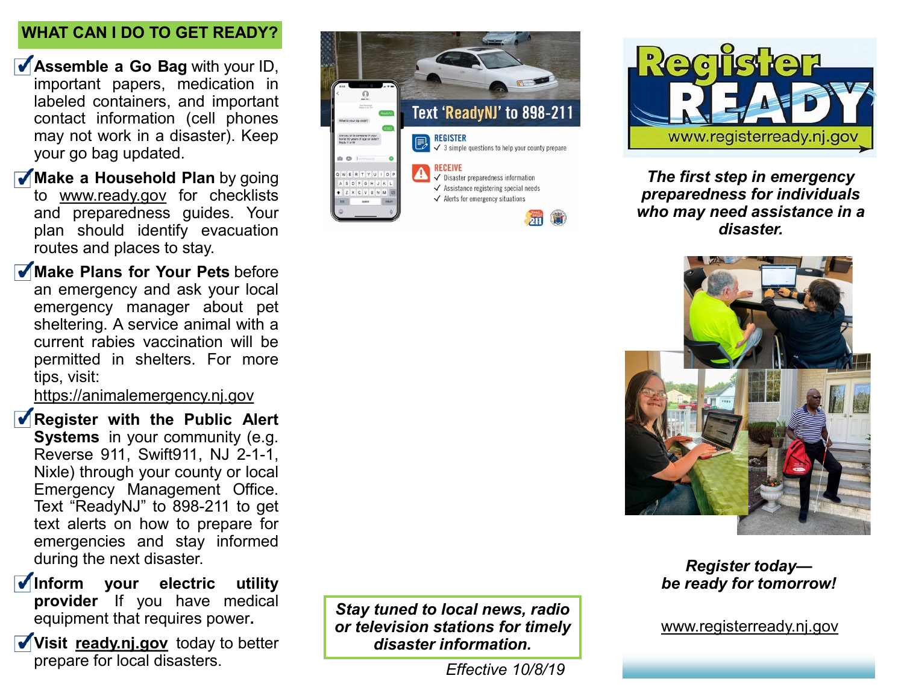## WHAT CAN I DO TO GET READY?

- **Assemble a Go Bag** with your ID, important papers, medication in labeled containers, and important contact information (cell phones may not work in a disaster). Keep your go bag updated.
- **Make a Household Plan** by going to www.ready.gov for checklists and preparedness guides. Your plan should identify evacuation routes and places to stay.
- **Make Plans for Your Pets** before an emergency and ask your local emergency manager about pet sheltering. A service animal with a current rabies vaccination will be permitted in shelters. For more tips, visit: https://animalemergency.nj.gov
- **Register with the Public Alert Systems** in your community (e.g. Reverse 911, Swift911, NJ 2-1-1, Nixle) through your county or local Emergency Management Office. Text "ReadyNJ" to 898-211 to get text alerts on how to prepare for emergencies and stay informed during the next disaster.
- **Inform your electric utility provider** If you have medical equipment that requires power.
- **Visit ready.nj.gov** today to better prepare for local disasters.

Text 'ReadyNJ' to 898-211

**REGISTER**
- ✓ 3 simple questions to help your county prepare

**RECEIVE**
- ✓ Disaster preparedness information
- ✓ Assistance registering special needs
- ✓ Alerts for emergency situations

***Stay tuned to local news, radio or television stations for timely disaster information.***

*Effective 10/8/19*

# Register READY

www.registerready.nj.gov

***The first step in emergency preparedness for individuals who may need assistance in a disaster.***

***Register today— be ready for tomorrow!***

www.registerready.nj.gov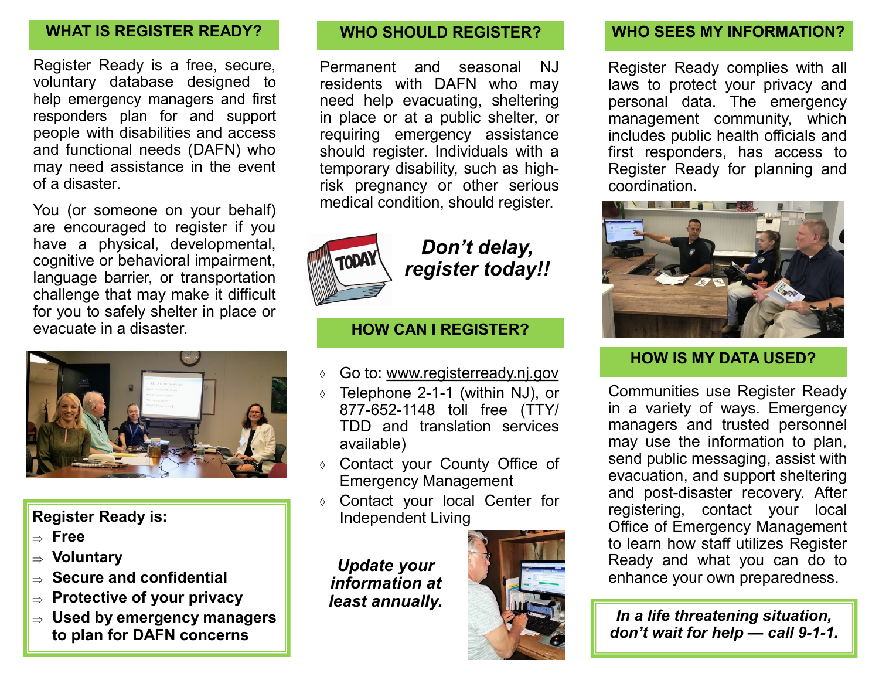## WHAT IS REGISTER READY?

Register Ready is a free, secure, voluntary database designed to help emergency managers and first responders plan for and support people with disabilities and access and functional needs (DAFN) who may need assistance in the event of a disaster.

You (or someone on your behalf) are encouraged to register if you have a physical, developmental, cognitive or behavioral impairment, language barrier, or transportation challenge that may make it difficult for you to safely shelter in place or evacuate in a disaster.

**Register Ready is:**

- ⇒ **Free**
- ⇒ **Voluntary**
- ⇒ **Secure and confidential**
- ⇒ **Protective of your privacy**
- ⇒ **Used by emergency managers to plan for DAFN concerns**

## WHO SHOULD REGISTER?

Permanent and seasonal NJ residents with DAFN who may need help evacuating, sheltering in place or at a public shelter, or requiring emergency assistance should register. Individuals with a temporary disability, such as high-risk pregnancy or other serious medical condition, should register.

***Don't delay, register today!!***

## HOW CAN I REGISTER?

- ◊ Go to: www.registerready.nj.gov
- ◊ Telephone 2-1-1 (within NJ), or 877-652-1148 toll free (TTY/ TDD and translation services available)
- ◊ Contact your County Office of Emergency Management
- ◊ Contact your local Center for Independent Living

***Update your information at least annually.***

## WHO SEES MY INFORMATION?

Register Ready complies with all laws to protect your privacy and personal data. The emergency management community, which includes public health officials and first responders, has access to Register Ready for planning and coordination.

## HOW IS MY DATA USED?

Communities use Register Ready in a variety of ways. Emergency managers and trusted personnel may use the information to plan, send public messaging, assist with evacuation, and support sheltering and post-disaster recovery. After registering, contact your local Office of Emergency Management to learn how staff utilizes Register Ready and what you can do to enhance your own preparedness.

***In a life threatening situation, don't wait for help — call 9-1-1.***